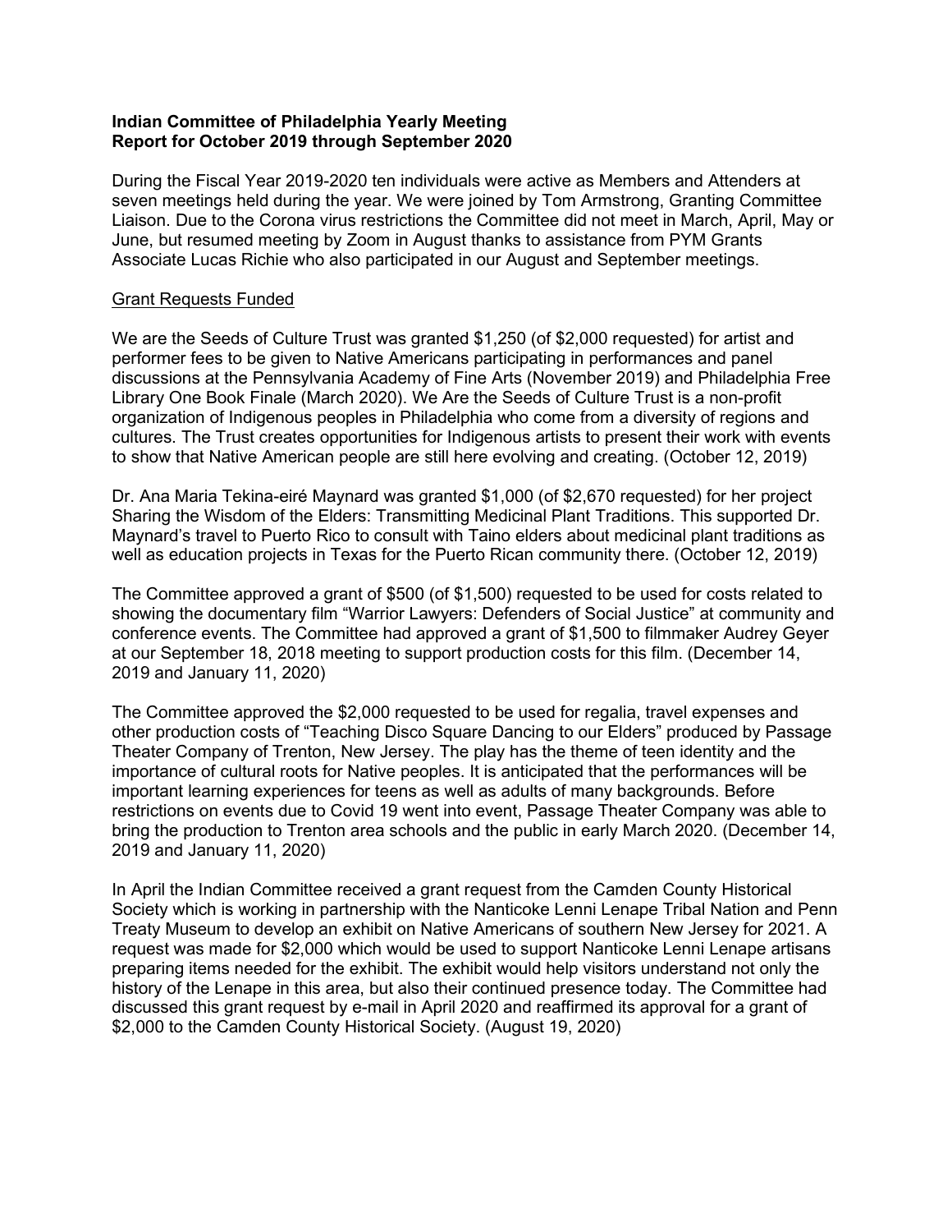**Indian Committee of Philadelphia Yearly Meeting**
**Report for October 2019 through September 2020**

During the Fiscal Year 2019-2020 ten individuals were active as Members and Attenders at seven meetings held during the year. We were joined by Tom Armstrong, Granting Committee Liaison. Due to the Corona virus restrictions the Committee did not meet in March, April, May or June, but resumed meeting by Zoom in August thanks to assistance from PYM Grants Associate Lucas Richie who also participated in our August and September meetings.

Grant Requests Funded

We are the Seeds of Culture Trust was granted $1,250 (of $2,000 requested) for artist and performer fees to be given to Native Americans participating in performances and panel discussions at the Pennsylvania Academy of Fine Arts (November 2019) and Philadelphia Free Library One Book Finale (March 2020). We Are the Seeds of Culture Trust is a non-profit organization of Indigenous peoples in Philadelphia who come from a diversity of regions and cultures. The Trust creates opportunities for Indigenous artists to present their work with events to show that Native American people are still here evolving and creating. (October 12, 2019)

Dr. Ana Maria Tekina-eiré Maynard was granted $1,000 (of $2,670 requested) for her project Sharing the Wisdom of the Elders: Transmitting Medicinal Plant Traditions. This supported Dr. Maynard's travel to Puerto Rico to consult with Taino elders about medicinal plant traditions as well as education projects in Texas for the Puerto Rican community there. (October 12, 2019)

The Committee approved a grant of $500 (of $1,500) requested to be used for costs related to showing the documentary film "Warrior Lawyers: Defenders of Social Justice" at community and conference events. The Committee had approved a grant of $1,500 to filmmaker Audrey Geyer at our September 18, 2018 meeting to support production costs for this film. (December 14, 2019 and January 11, 2020)

The Committee approved the $2,000 requested to be used for regalia, travel expenses and other production costs of "Teaching Disco Square Dancing to our Elders" produced by Passage Theater Company of Trenton, New Jersey. The play has the theme of teen identity and the importance of cultural roots for Native peoples. It is anticipated that the performances will be important learning experiences for teens as well as adults of many backgrounds. Before restrictions on events due to Covid 19 went into event, Passage Theater Company was able to bring the production to Trenton area schools and the public in early March 2020. (December 14, 2019 and January 11, 2020)

In April the Indian Committee received a grant request from the Camden County Historical Society which is working in partnership with the Nanticoke Lenni Lenape Tribal Nation and Penn Treaty Museum to develop an exhibit on Native Americans of southern New Jersey for 2021. A request was made for $2,000 which would be used to support Nanticoke Lenni Lenape artisans preparing items needed for the exhibit. The exhibit would help visitors understand not only the history of the Lenape in this area, but also their continued presence today. The Committee had discussed this grant request by e-mail in April 2020 and reaffirmed its approval for a grant of $2,000 to the Camden County Historical Society. (August 19, 2020)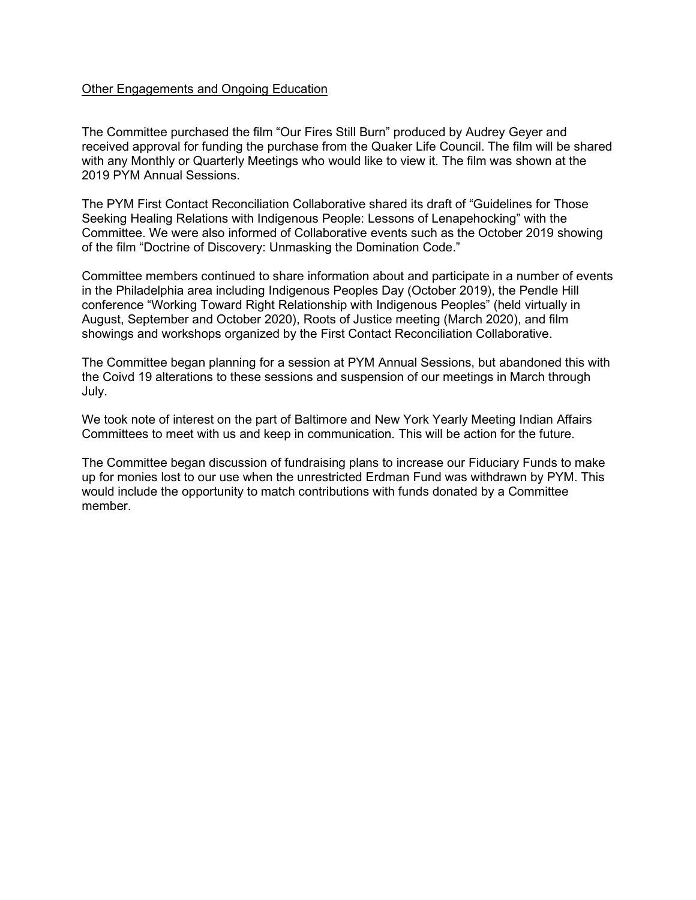<u>Other Engagements and Ongoing Education</u>

The Committee purchased the film "Our Fires Still Burn" produced by Audrey Geyer and received approval for funding the purchase from the Quaker Life Council. The film will be shared with any Monthly or Quarterly Meetings who would like to view it. The film was shown at the 2019 PYM Annual Sessions.

The PYM First Contact Reconciliation Collaborative shared its draft of "Guidelines for Those Seeking Healing Relations with Indigenous People: Lessons of Lenapehocking" with the Committee. We were also informed of Collaborative events such as the October 2019 showing of the film "Doctrine of Discovery: Unmasking the Domination Code."

Committee members continued to share information about and participate in a number of events in the Philadelphia area including Indigenous Peoples Day (October 2019), the Pendle Hill conference "Working Toward Right Relationship with Indigenous Peoples" (held virtually in August, September and October 2020), Roots of Justice meeting (March 2020), and film showings and workshops organized by the First Contact Reconciliation Collaborative.

The Committee began planning for a session at PYM Annual Sessions, but abandoned this with the Coivd 19 alterations to these sessions and suspension of our meetings in March through July.

We took note of interest on the part of Baltimore and New York Yearly Meeting Indian Affairs Committees to meet with us and keep in communication. This will be action for the future.

The Committee began discussion of fundraising plans to increase our Fiduciary Funds to make up for monies lost to our use when the unrestricted Erdman Fund was withdrawn by PYM. This would include the opportunity to match contributions with funds donated by a Committee member.